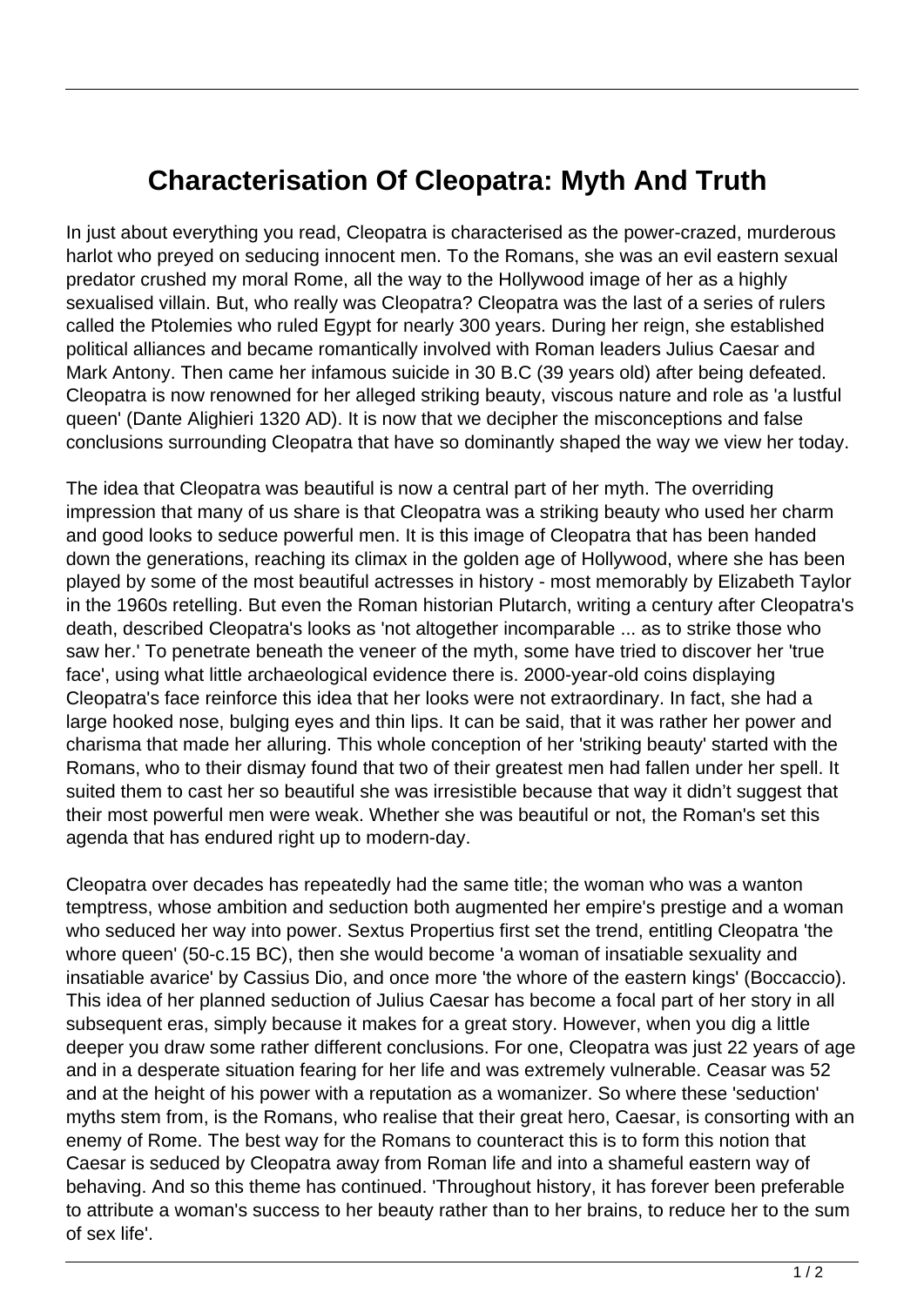# Characterisation Of Cleopatra: Myth And Truth

In just about everything you read, Cleopatra is characterised as the power-crazed, murderous harlot who preyed on seducing innocent men. To the Romans, she was an evil eastern sexual predator crushed my moral Rome, all the way to the Hollywood image of her as a highly sexualised villain. But, who really was Cleopatra? Cleopatra was the last of a series of rulers called the Ptolemies who ruled Egypt for nearly 300 years. During her reign, she established political alliances and became romantically involved with Roman leaders Julius Caesar and Mark Antony. Then came her infamous suicide in 30 B.C (39 years old) after being defeated. Cleopatra is now renowned for her alleged striking beauty, viscous nature and role as 'a lustful queen' (Dante Alighieri 1320 AD). It is now that we decipher the misconceptions and false conclusions surrounding Cleopatra that have so dominantly shaped the way we view her today.

The idea that Cleopatra was beautiful is now a central part of her myth. The overriding impression that many of us share is that Cleopatra was a striking beauty who used her charm and good looks to seduce powerful men. It is this image of Cleopatra that has been handed down the generations, reaching its climax in the golden age of Hollywood, where she has been played by some of the most beautiful actresses in history - most memorably by Elizabeth Taylor in the 1960s retelling. But even the Roman historian Plutarch, writing a century after Cleopatra's death, described Cleopatra's looks as 'not altogether incomparable ... as to strike those who saw her.' To penetrate beneath the veneer of the myth, some have tried to discover her 'true face', using what little archaeological evidence there is. 2000-year-old coins displaying Cleopatra's face reinforce this idea that her looks were not extraordinary. In fact, she had a large hooked nose, bulging eyes and thin lips. It can be said, that it was rather her power and charisma that made her alluring. This whole conception of her 'striking beauty' started with the Romans, who to their dismay found that two of their greatest men had fallen under her spell. It suited them to cast her so beautiful she was irresistible because that way it didn't suggest that their most powerful men were weak. Whether she was beautiful or not, the Roman's set this agenda that has endured right up to modern-day.

Cleopatra over decades has repeatedly had the same title; the woman who was a wanton temptress, whose ambition and seduction both augmented her empire's prestige and a woman who seduced her way into power. Sextus Propertius first set the trend, entitling Cleopatra 'the whore queen' (50-c.15 BC), then she would become 'a woman of insatiable sexuality and insatiable avarice' by Cassius Dio, and once more 'the whore of the eastern kings' (Boccaccio). This idea of her planned seduction of Julius Caesar has become a focal part of her story in all subsequent eras, simply because it makes for a great story. However, when you dig a little deeper you draw some rather different conclusions. For one, Cleopatra was just 22 years of age and in a desperate situation fearing for her life and was extremely vulnerable. Ceasar was 52 and at the height of his power with a reputation as a womanizer. So where these 'seduction' myths stem from, is the Romans, who realise that their great hero, Caesar, is consorting with an enemy of Rome. The best way for the Romans to counteract this is to form this notion that Caesar is seduced by Cleopatra away from Roman life and into a shameful eastern way of behaving. And so this theme has continued. 'Throughout history, it has forever been preferable to attribute a woman's success to her beauty rather than to her brains, to reduce her to the sum of sex life'.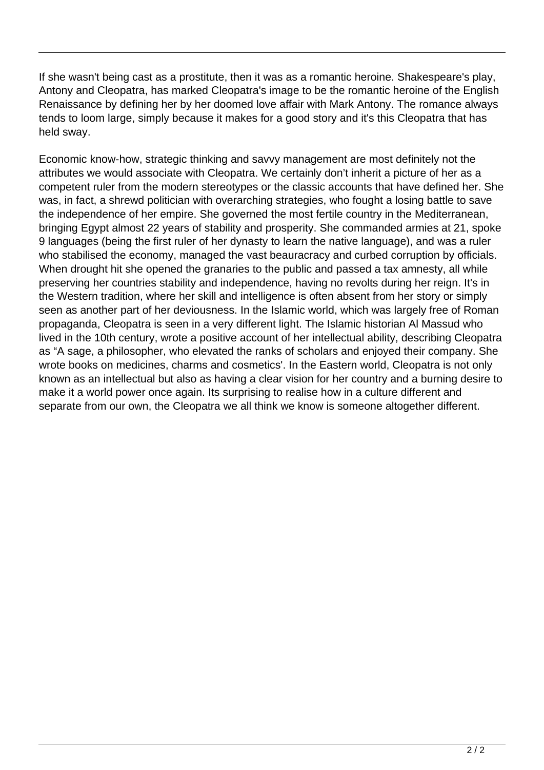If she wasn't being cast as a prostitute, then it was as a romantic heroine. Shakespeare's play, Antony and Cleopatra, has marked Cleopatra's image to be the romantic heroine of the English Renaissance by defining her by her doomed love affair with Mark Antony. The romance always tends to loom large, simply because it makes for a good story and it's this Cleopatra that has held sway.

Economic know-how, strategic thinking and savvy management are most definitely not the attributes we would associate with Cleopatra. We certainly don't inherit a picture of her as a competent ruler from the modern stereotypes or the classic accounts that have defined her. She was, in fact, a shrewd politician with overarching strategies, who fought a losing battle to save the independence of her empire. She governed the most fertile country in the Mediterranean, bringing Egypt almost 22 years of stability and prosperity. She commanded armies at 21, spoke 9 languages (being the first ruler of her dynasty to learn the native language), and was a ruler who stabilised the economy, managed the vast beauracracy and curbed corruption by officials. When drought hit she opened the granaries to the public and passed a tax amnesty, all while preserving her countries stability and independence, having no revolts during her reign. It's in the Western tradition, where her skill and intelligence is often absent from her story or simply seen as another part of her deviousness. In the Islamic world, which was largely free of Roman propaganda, Cleopatra is seen in a very different light. The Islamic historian Al Massud who lived in the 10th century, wrote a positive account of her intellectual ability, describing Cleopatra as "A sage, a philosopher, who elevated the ranks of scholars and enjoyed their company. She wrote books on medicines, charms and cosmetics'. In the Eastern world, Cleopatra is not only known as an intellectual but also as having a clear vision for her country and a burning desire to make it a world power once again. Its surprising to realise how in a culture different and separate from our own, the Cleopatra we all think we know is someone altogether different.